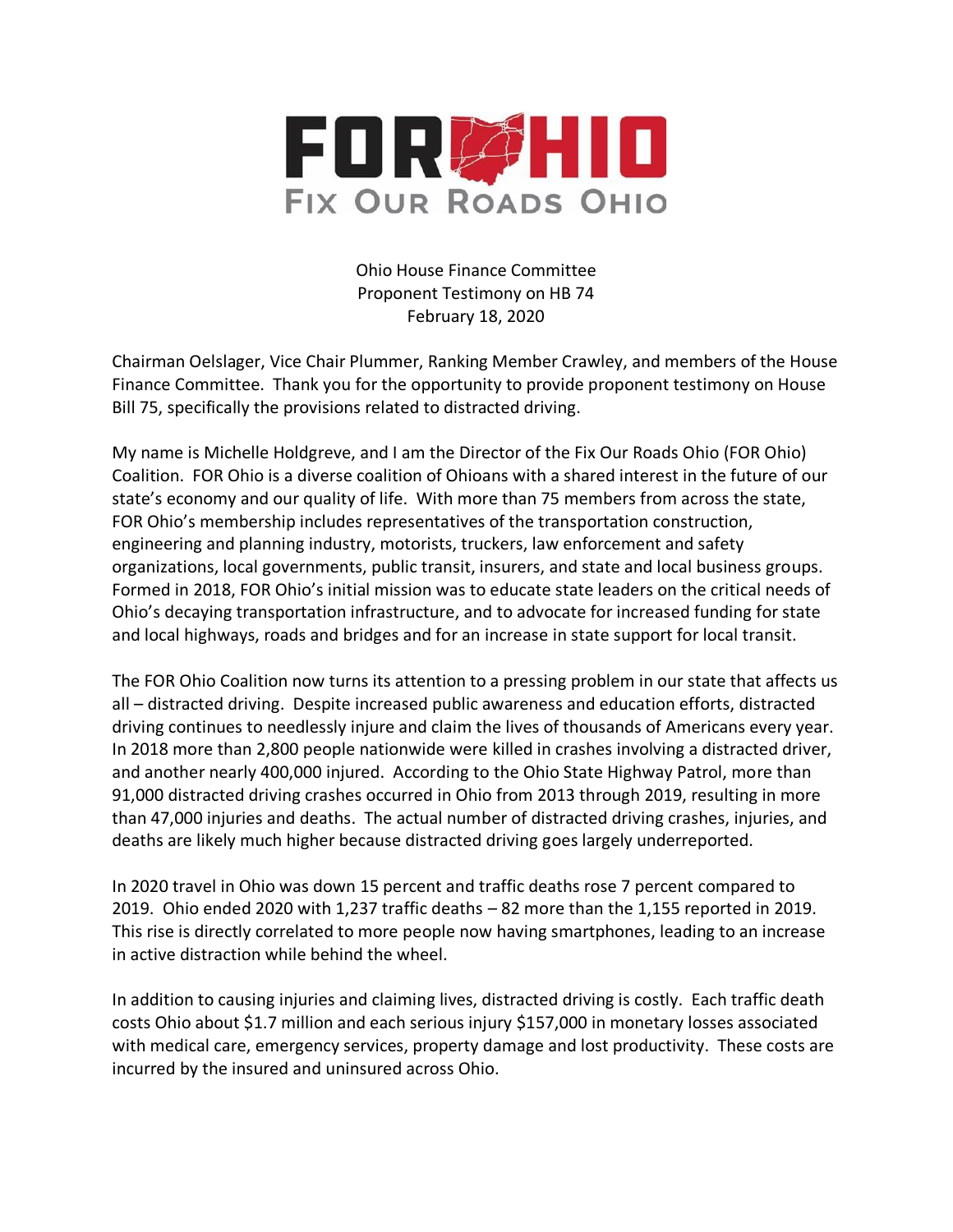# FOR OHIO

## FIX OUR ROADS OHIO

Ohio House Finance Committee
Proponent Testimony on HB 74
February 18, 2020

Chairman Oelslager, Vice Chair Plummer, Ranking Member Crawley, and members of the House Finance Committee. Thank you for the opportunity to provide proponent testimony on House Bill 75, specifically the provisions related to distracted driving.

My name is Michelle Holdgreve, and I am the Director of the Fix Our Roads Ohio (FOR Ohio) Coalition. FOR Ohio is a diverse coalition of Ohioans with a shared interest in the future of our state's economy and our quality of life. With more than 75 members from across the state, FOR Ohio's membership includes representatives of the transportation construction, engineering and planning industry, motorists, truckers, law enforcement and safety organizations, local governments, public transit, insurers, and state and local business groups. Formed in 2018, FOR Ohio's initial mission was to educate state leaders on the critical needs of Ohio's decaying transportation infrastructure, and to advocate for increased funding for state and local highways, roads and bridges and for an increase in state support for local transit.

The FOR Ohio Coalition now turns its attention to a pressing problem in our state that affects us all – distracted driving. Despite increased public awareness and education efforts, distracted driving continues to needlessly injure and claim the lives of thousands of Americans every year. In 2018 more than 2,800 people nationwide were killed in crashes involving a distracted driver, and another nearly 400,000 injured. According to the Ohio State Highway Patrol, more than 91,000 distracted driving crashes occurred in Ohio from 2013 through 2019, resulting in more than 47,000 injuries and deaths. The actual number of distracted driving crashes, injuries, and deaths are likely much higher because distracted driving goes largely underreported.

In 2020 travel in Ohio was down 15 percent and traffic deaths rose 7 percent compared to 2019. Ohio ended 2020 with 1,237 traffic deaths – 82 more than the 1,155 reported in 2019. This rise is directly correlated to more people now having smartphones, leading to an increase in active distraction while behind the wheel.

In addition to causing injuries and claiming lives, distracted driving is costly. Each traffic death costs Ohio about $1.7 million and each serious injury $157,000 in monetary losses associated with medical care, emergency services, property damage and lost productivity. These costs are incurred by the insured and uninsured across Ohio.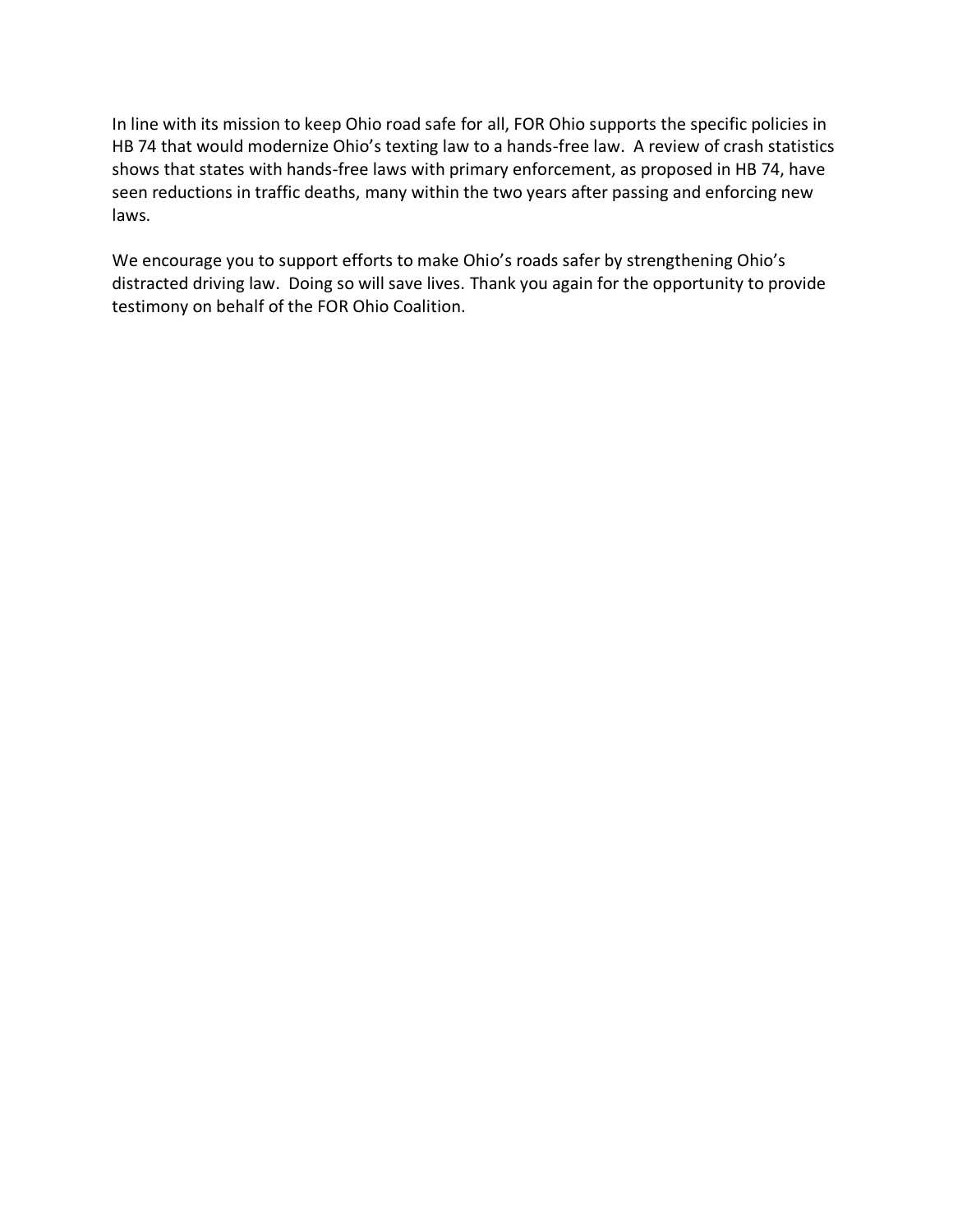In line with its mission to keep Ohio road safe for all, FOR Ohio supports the specific policies in HB 74 that would modernize Ohio's texting law to a hands-free law. A review of crash statistics shows that states with hands-free laws with primary enforcement, as proposed in HB 74, have seen reductions in traffic deaths, many within the two years after passing and enforcing new laws.

We encourage you to support efforts to make Ohio's roads safer by strengthening Ohio's distracted driving law. Doing so will save lives. Thank you again for the opportunity to provide testimony on behalf of the FOR Ohio Coalition.